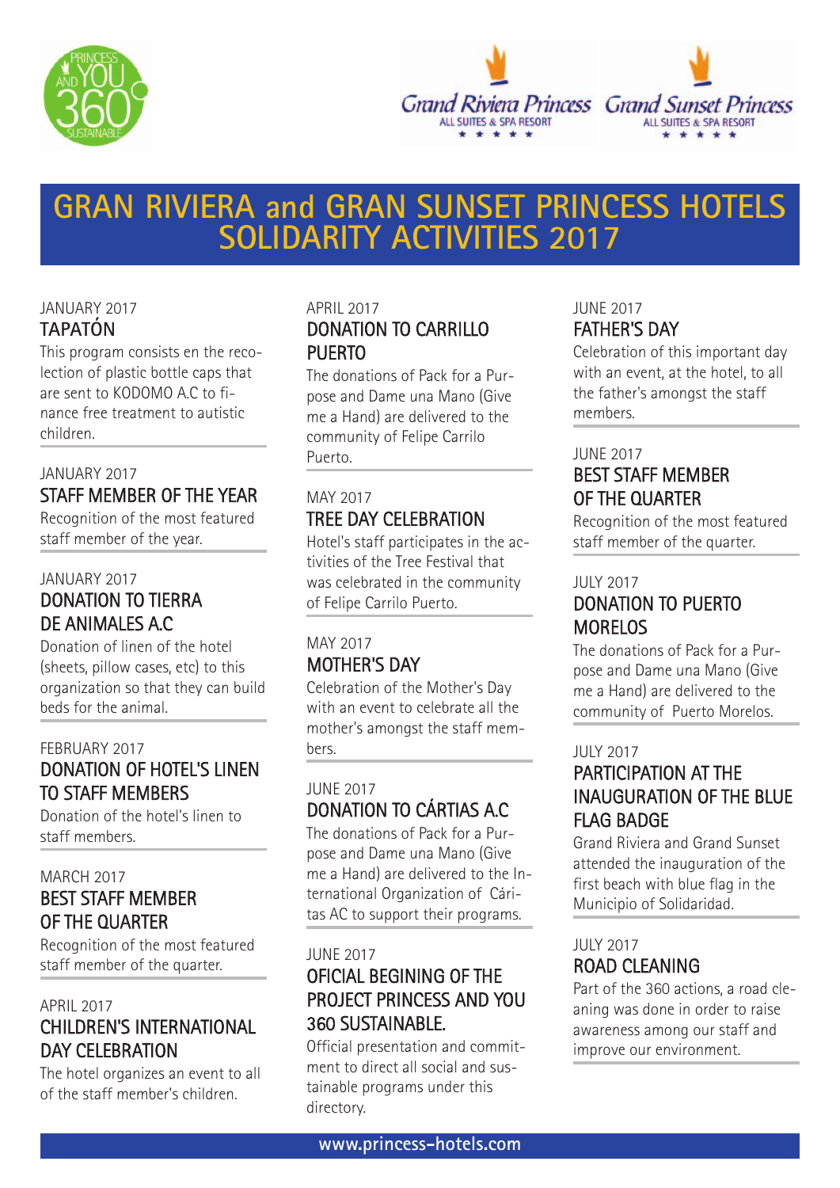# GRAN RIVIERA and GRAN SUNSET PRINCESS HOTELS SOLIDARITY ACTIVITIES 2017

JANUARY 2017

### TAPATÓN

This program consists en the recolection of plastic bottle caps that are sent to KODOMO A.C to finance free treatment to autistic children.

JANUARY 2017

### STAFF MEMBER OF THE YEAR

Recognition of the most featured staff member of the year.

JANUARY 2017

### DONATION TO TIERRA DE ANIMALES A.C

Donation of linen of the hotel (sheets, pillow cases, etc) to this organization so that they can build beds for the animal.

FEBRUARY 2017

### DONATION OF HOTEL'S LINEN TO STAFF MEMBERS

Donation of the hotel's linen to staff members.

MARCH 2017

### BEST STAFF MEMBER OF THE QUARTER

Recognition of the most featured staff member of the quarter.

APRIL 2017

### CHILDREN'S INTERNATIONAL DAY CELEBRATION

The hotel organizes an event to all of the staff member's children.

APRIL 2017

### DONATION TO CARRILLO PUERTO

The donations of Pack for a Purpose and Dame una Mano (Give me a Hand) are delivered to the community of Felipe Carrilo Puerto.

MAY 2017

### TREE DAY CELEBRATION

Hotel's staff participates in the activities of the Tree Festival that was celebrated in the community of Felipe Carrillo Puerto.

MAY 2017

### MOTHER'S DAY

Celebration of the Mother's Day with an event to celebrate all the mother's amongst the staff members.

JUNE 2017

### DONATION TO CÁRTIAS A.C

The donations of Pack for a Purpose and Dame una Mano (Give me a Hand) are delivered to the International Organization of Cáritas AC to support their programs.

JUNE 2017

### OFICIAL BEGINING OF THE PROJECT PRINCESS AND YOU 360 SUSTAINABLE.

Official presentation and commitment to direct all social and sustainable programs under this directory.

JUNE 2017

### FATHER'S DAY

Celebration of this important day with an event, at the hotel, to all the father's amongst the staff members.

JUNE 2017

### BEST STAFF MEMBER OF THE QUARTER

Recognition of the most featured staff member of the quarter.

JULY 2017

### DONATION TO PUERTO MORELOS

The donations of Pack for a Purpose and Dame una Mano (Give me a Hand) are delivered to the community of Puerto Morelos.

JULY 2017

### PARTICIPATION AT THE INAUGURATION OF THE BLUE FLAG BADGE

Grand Riviera and Grand Sunset attended the inauguration of the first beach with blue flag in the Municipio of Solidaridad.

JULY 2017

### ROAD CLEANING

Part of the 360 actions, a road cleaning was done in order to raise awareness among our staff and improve our environment.

www.princess-hotels.com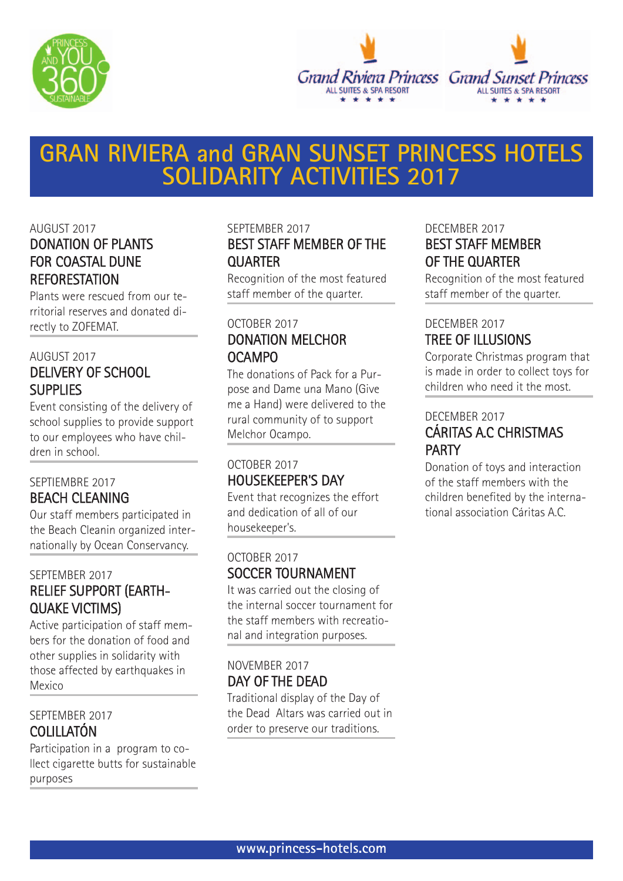# GRAN RIVIERA and GRAN SUNSET PRINCESS HOTELS SOLIDARITY ACTIVITIES 2017

AUGUST 2017

### DONATION OF PLANTS FOR COASTAL DUNE REFORESTATION

Plants were rescued from our territorial reserves and donated directly to ZOFEMAT.

AUGUST 2017

### DELIVERY OF SCHOOL SUPPLIES

Event consisting of the delivery of school supplies to provide support to our employees who have children in school.

SEPTIEMBRE 2017

### BEACH CLEANING

Our staff members participated in the Beach Cleanin organized internationally by Ocean Conservancy.

SEPTEMBER 2017

### RELIEF SUPPORT (EARTHQUAKE VICTIMS)

Active participation of staff members for the donation of food and other supplies in solidarity with those affected by earthquakes in Mexico

SEPTEMBER 2017

### COLILLATÓN

Participation in a program to collect cigarette butts for sustainable purposes

SEPTEMBER 2017

### BEST STAFF MEMBER OF THE QUARTER

Recognition of the most featured staff member of the quarter.

OCTOBER 2017

### DONATION MELCHOR OCAMPO

The donations of Pack for a Purpose and Dame una Mano (Give me a Hand) were delivered to the rural community of to support Melchor Ocampo.

OCTOBER 2017

### HOUSEKEEPER'S DAY

Event that recognizes the effort and dedication of all of our housekeeper's.

OCTOBER 2017

### SOCCER TOURNAMENT

It was carried out the closing of the internal soccer tournament for the staff members with recreational and integration purposes.

NOVEMBER 2017

### DAY OF THE DEAD

Traditional display of the Day of the Dead Altars was carried out in order to preserve our traditions.

DECEMBER 2017

### BEST STAFF MEMBER OF THE QUARTER

Recognition of the most featured staff member of the quarter.

DECEMBER 2017

### TREE OF ILLUSIONS

Corporate Christmas program that is made in order to collect toys for children who need it the most.

DECEMBER 2017

### CÁRITAS A.C CHRISTMAS PARTY

Donation of toys and interaction of the staff members with the children benefited by the international association Cáritas A.C.

www.princess-hotels.com